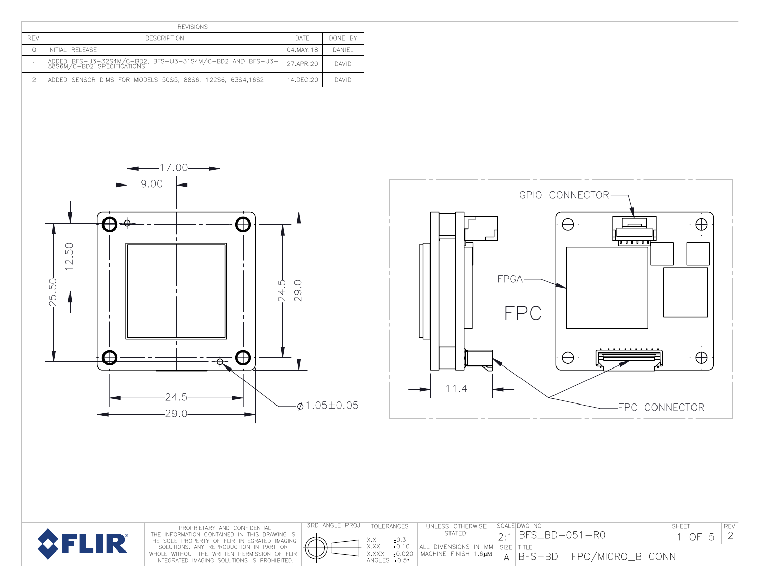## REVISIONS

| REV. | DESCRIPTION | DATE | DONE BY |
|---|---|---|---|
| 0 | INITIAL RELEASE | 04.MAY.18 | DANIEL |
| 1 | ADDED BFS-U3-32S4M/C-BD2, BFS-U3-31S4M/C-BD2 AND BFS-U3-88S6M/C-BD2 SPECIFICATIONS | 27.APR.20 | DAVID |
| 2 | ADDED SENSOR DIMS FOR MODELS 50S5, 88S6, 122S6, 63S4,16S2 | 14.DEC.20 | DAVID |

17.00

9.00

12.50

25.50

24.5

29.0

24.5

29.0

⌀1.05±0.05

GPIO CONNECTOR

FPGA

FPC

11.4

FPC CONNECTOR

PROPRIETARY AND CONFIDENTIAL
THE INFORMATION CONTAINED IN THIS DRAWING IS THE SOLE PROPERTY OF FLIR INTEGRATED IMAGING SOLUTIONS. ANY REPRODUCTION IN PART OR WHOLE WITHOUT THE WRITTEN PERMISSION OF FLIR INTEGRATED IMAGING SOLUTIONS IS PROHIBITED.

| 3RD ANGLE PROJ | TOLERANCES | UNLESS OTHERWISE STATED: | SCALE | DWG NO | REV |
|---|---|---|---|---|---|
| | X.X ±0.3<br>X.XX ±0.10<br>X.XXX ±0.020<br>ANGLES ±0.5° | ALL DIMENSIONS IN MM<br>MACHINE FINISH 1.6μM | 2:1 | BFS_BD-051-R0 | 2 |
| | | | SIZE A | TITLE: BFS-BD FPC/MICRO_B CONN | |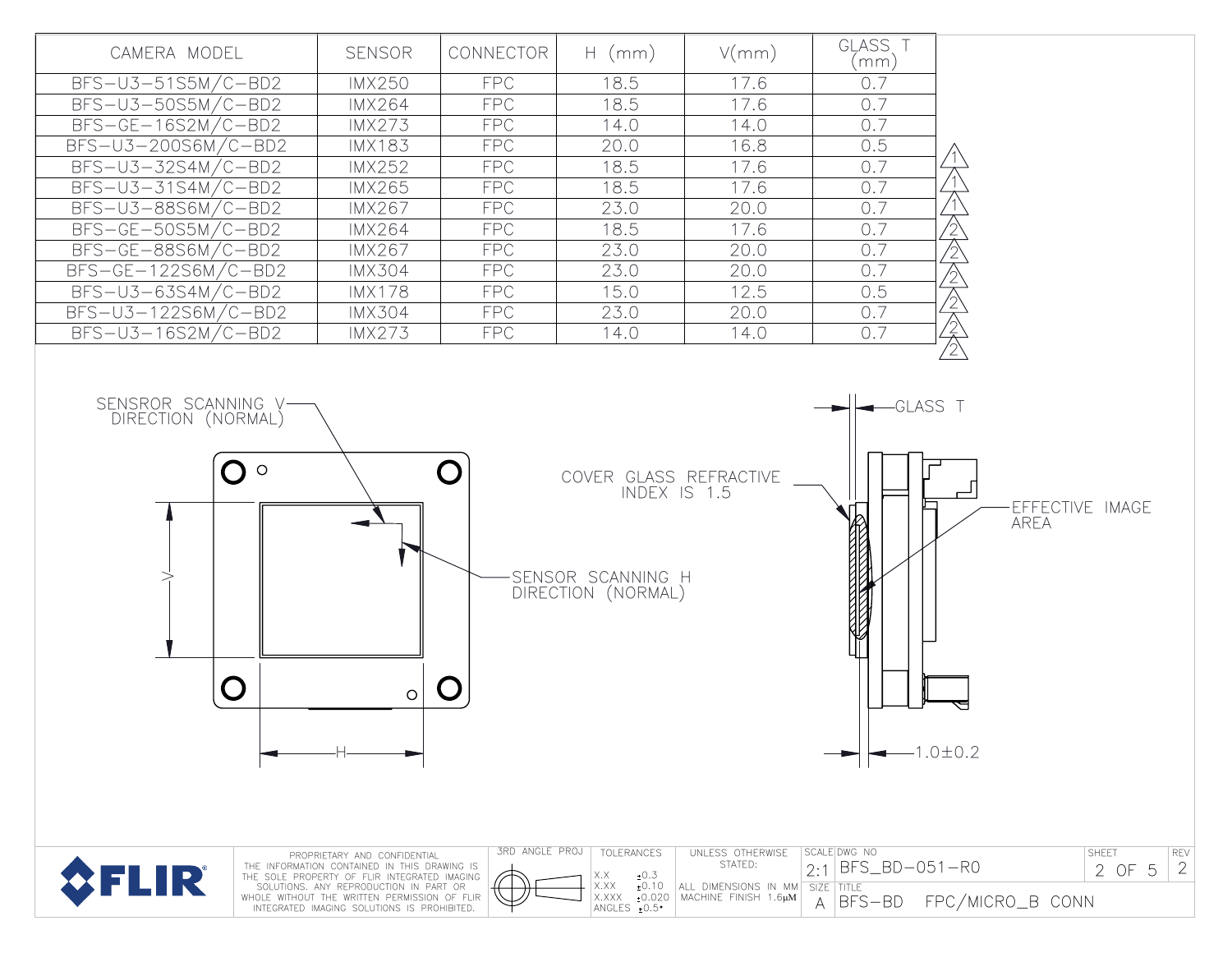| CAMERA MODEL | SENSOR | CONNECTOR | H (mm) | V(mm) | GLASS T (mm) | |
|---|---|---|---|---|---|---|
| BFS-U3-51S5M/C-BD2 | IMX250 | FPC | 18.5 | 17.6 | 0.7 | |
| BFS-U3-50S5M/C-BD2 | IMX264 | FPC | 18.5 | 17.6 | 0.7 | |
| BFS-GE-16S2M/C-BD2 | IMX273 | FPC | 14.0 | 14.0 | 0.7 | |
| BFS-U3-200S6M/C-BD2 | IMX183 | FPC | 20.0 | 16.8 | 0.5 | 1 |
| BFS-U3-32S4M/C-BD2 | IMX252 | FPC | 18.5 | 17.6 | 0.7 | 1 |
| BFS-U3-31S4M/C-BD2 | IMX265 | FPC | 18.5 | 17.6 | 0.7 | 1 |
| BFS-U3-88S6M/C-BD2 | IMX267 | FPC | 23.0 | 20.0 | 0.7 | 2 |
| BFS-GE-50S5M/C-BD2 | IMX264 | FPC | 18.5 | 17.6 | 0.7 | 2 |
| BFS-GE-88S6M/C-BD2 | IMX267 | FPC | 23.0 | 20.0 | 0.7 | 2 |
| BFS-GE-122S6M/C-BD2 | IMX304 | FPC | 23.0 | 20.0 | 0.7 | 2 |
| BFS-U3-63S4M/C-BD2 | IMX178 | FPC | 15.0 | 12.5 | 0.5 | 2 |
| BFS-U3-122S6M/C-BD2 | IMX304 | FPC | 23.0 | 20.0 | 0.7 | 2 |
| BFS-U3-16S2M/C-BD2 | IMX273 | FPC | 14.0 | 14.0 | 0.7 | 2 |

SENSROR SCANNING V DIRECTION (NORMAL)

SENSOR SCANNING H DIRECTION (NORMAL)

V

H

COVER GLASS REFRACTIVE INDEX IS 1.5

GLASS T

EFFECTIVE IMAGE AREA

1.0±0.2

PROPRIETARY AND CONFIDENTIAL
THE INFORMATION CONTAINED IN THIS DRAWING IS THE SOLE PROPERTY OF FLIR INTEGRATED IMAGING SOLUTIONS. ANY REPRODUCTION IN PART OR WHOLE WITHOUT THE WRITTEN PERMISSION OF FLIR INTEGRATED IMAGING SOLUTIONS IS PROHIBITED.

3RD ANGLE PROJ

TOLERANCES
X.X ±0.3
X.XX ±0.10
X.XXX ±0.020
ANGLES ±0.5°

UNLESS OTHERWISE STATED:
ALL DIMENSIONS IN MM
MACHINE FINISH 1.6μM

SCALE 2:1 | DWG NO BFS_BD-051-R0 | REV 2
SIZE A | TITLE BFS-BD FPC/MICRO_B CONN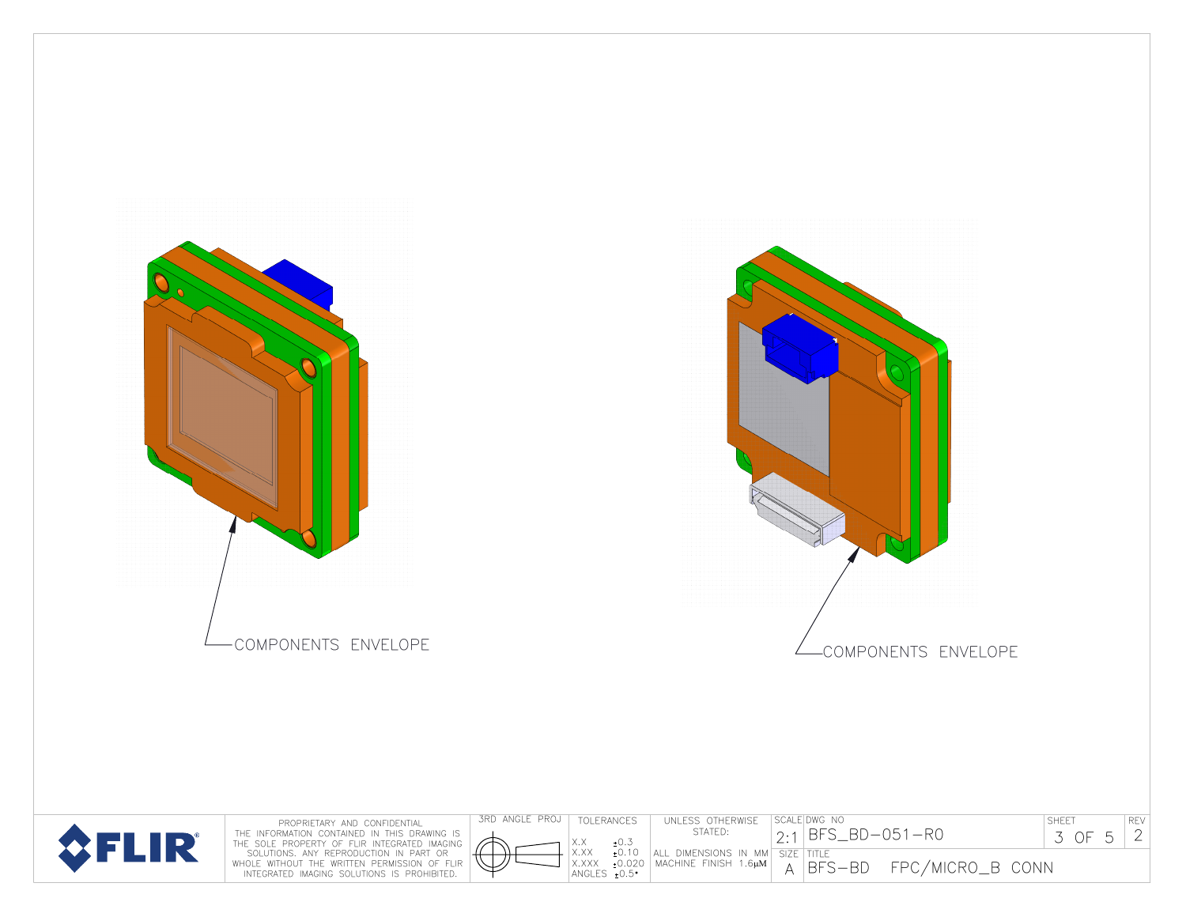COMPONENTS ENVELOPE

COMPONENTS ENVELOPE

| | | | | | | |
|---|---|---|---|---|---|---|
| FLIR | PROPRIETARY AND CONFIDENTIAL THE INFORMATION CONTAINED IN THIS DRAWING IS THE SOLE PROPERTY OF FLIR INTEGRATED IMAGING SOLUTIONS. ANY REPRODUCTION IN PART OR WHOLE WITHOUT THE WRITTEN PERMISSION OF FLIR INTEGRATED IMAGING SOLUTIONS IS PROHIBITED. | 3RD ANGLE PROJ | TOLERANCES X.X ±0.3 X.XX ±0.10 X.XXX ±0.020 ANGLES ±0.5° | UNLESS OTHERWISE STATED: ALL DIMENSIONS IN MM MACHINE FINISH 1.6μM | SCALE 2:1 / SIZE A | DWG NO BFS_BD-051-R0 / TITLE BFS-BD FPC/MICRO_B CONN | SHEET 3 OF 5 | REV 2 |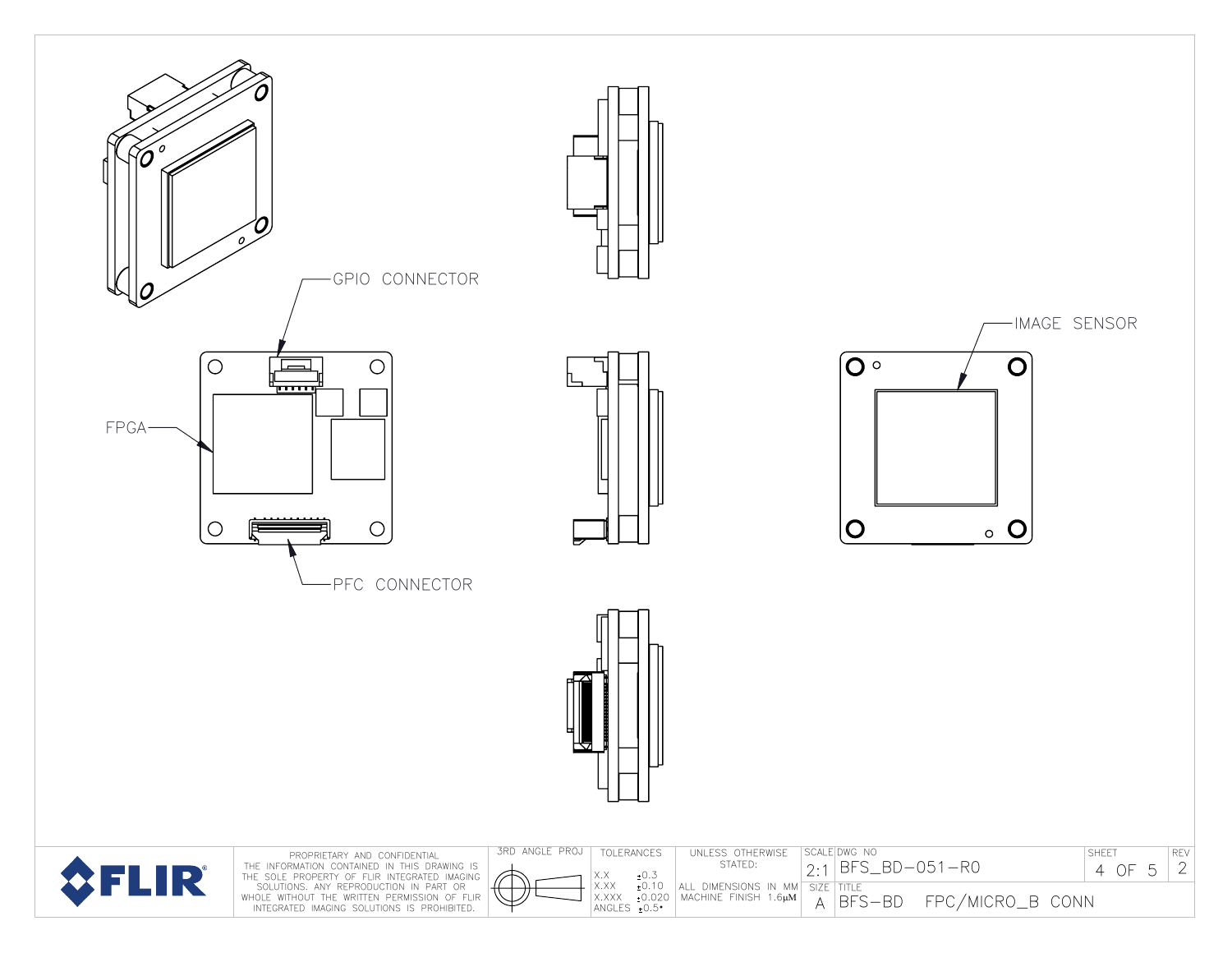GPIO CONNECTOR

FPGA

PFC CONNECTOR

IMAGE SENSOR

PROPRIETARY AND CONFIDENTIAL
THE INFORMATION CONTAINED IN THIS DRAWING IS THE SOLE PROPERTY OF FLIR INTEGRATED IMAGING SOLUTIONS. ANY REPRODUCTION IN PART OR WHOLE WITHOUT THE WRITTEN PERMISSION OF FLIR INTEGRATED IMAGING SOLUTIONS IS PROHIBITED.

3RD ANGLE PROJ

| TOLERANCES | |
|---|---|
| X.X | ±0.3 |
| X.XX | ±0.10 |
| X.XXX | ±0.020 |
| ANGLES | ±0.5° |

UNLESS OTHERWISE STATED:

ALL DIMENSIONS IN MM
MACHINE FINISH 1.6μM

| SCALE | DWG NO | SHEET | REV |
|---|---|---|---|
| 2:1 | BFS_BD-051-R0 | 4 OF 5 | 2 |
| SIZE | TITLE | | |
| A | BFS-BD FPC/MICRO_B CONN | | |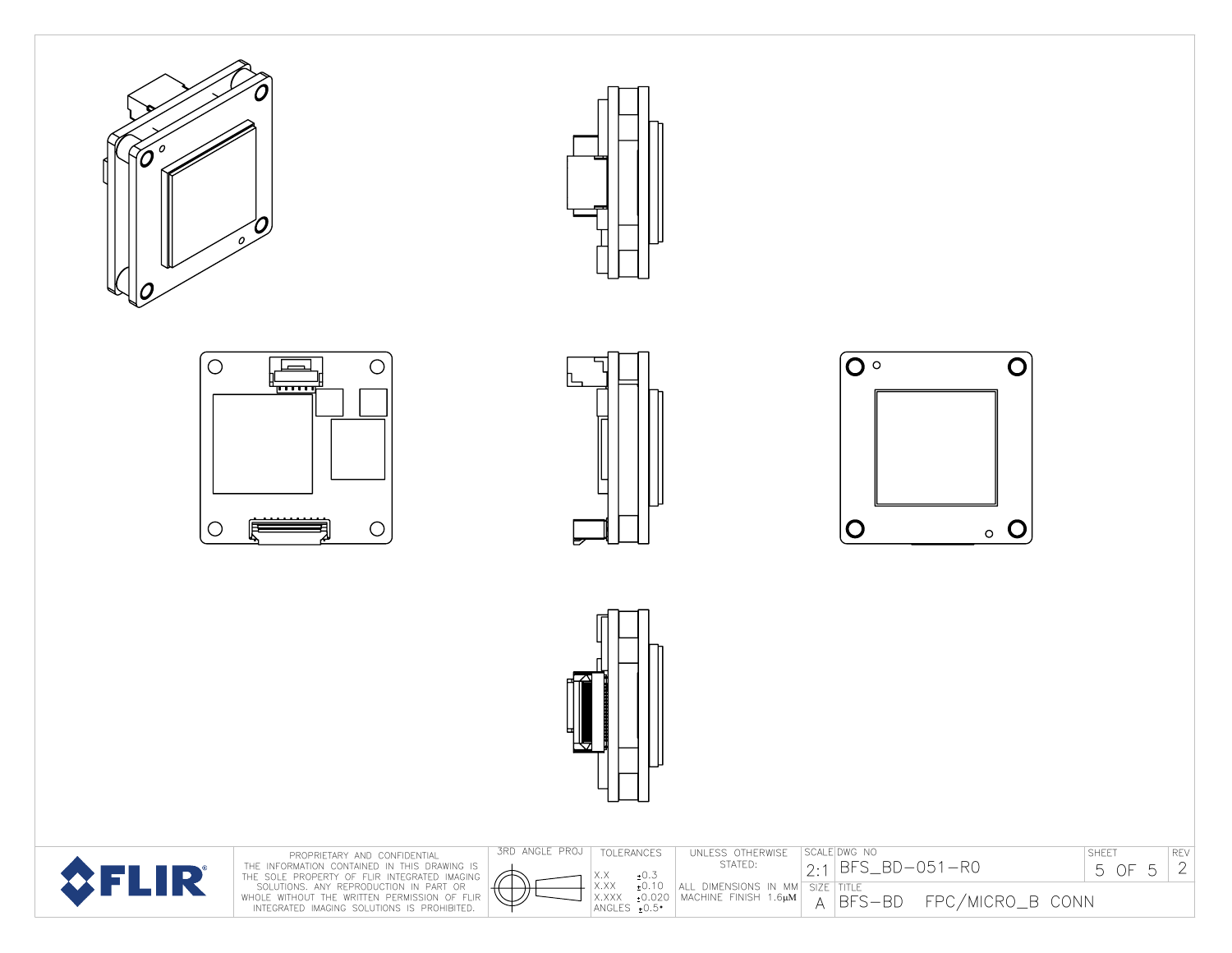FLIR

PROPRIETARY AND CONFIDENTIAL
THE INFORMATION CONTAINED IN THIS DRAWING IS THE SOLE PROPERTY OF FLIR INTEGRATED IMAGING SOLUTIONS. ANY REPRODUCTION IN PART OR WHOLE WITHOUT THE WRITTEN PERMISSION OF FLIR INTEGRATED IMAGING SOLUTIONS IS PROHIBITED.

3RD ANGLE PROJ

| TOLERANCES | |
|---|---|
| X.X | ±0.3 |
| X.XX | ±0.10 |
| X.XXX | ±0.020 |
| ANGLES | ±0.5° |

UNLESS OTHERWISE STATED:

ALL DIMENSIONS IN MM
MACHINE FINISH 1.6μM

| SCALE | DWG NO | SHEET | REV |
|---|---|---|---|
| 2:1 | BFS_BD-051-R0 | 5 OF 5 | 2 |
| SIZE | TITLE | | |
| A | BFS-BD FPC/MICRO_B CONN | | |